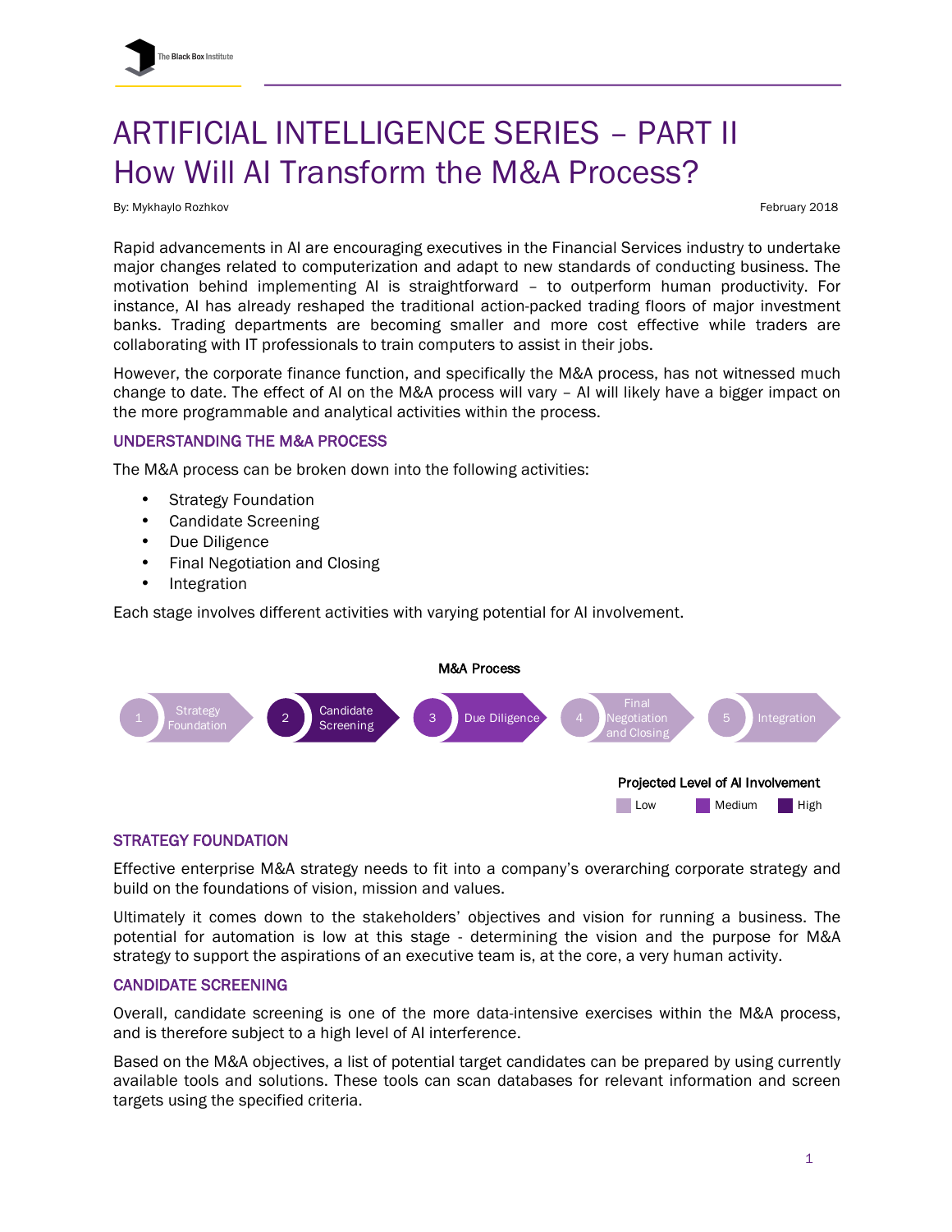# ARTIFICIAL INTELLIGENCE SERIES – PART II
# How Will AI Transform the M&A Process?

By: Mykhaylo Rozhkov

February 2018

Rapid advancements in AI are encouraging executives in the Financial Services industry to undertake major changes related to computerization and adapt to new standards of conducting business. The motivation behind implementing AI is straightforward – to outperform human productivity. For instance, AI has already reshaped the traditional action-packed trading floors of major investment banks. Trading departments are becoming smaller and more cost effective while traders are collaborating with IT professionals to train computers to assist in their jobs.

However, the corporate finance function, and specifically the M&A process, has not witnessed much change to date. The effect of AI on the M&A process will vary – AI will likely have a bigger impact on the more programmable and analytical activities within the process.

## UNDERSTANDING THE M&A PROCESS

The M&A process can be broken down into the following activities:

- Strategy Foundation
- Candidate Screening
- Due Diligence
- Final Negotiation and Closing
- Integration

Each stage involves different activities with varying potential for AI involvement.

**M&A Process**

1 Strategy Foundation → 2 Candidate Screening → 3 Due Diligence → 4 Final Negotiation and Closing → 5 Integration

**Projected Level of AI Involvement**

Low | Medium | High

## STRATEGY FOUNDATION

Effective enterprise M&A strategy needs to fit into a company's overarching corporate strategy and build on the foundations of vision, mission and values.

Ultimately it comes down to the stakeholders' objectives and vision for running a business. The potential for automation is low at this stage - determining the vision and the purpose for M&A strategy to support the aspirations of an executive team is, at the core, a very human activity.

## CANDIDATE SCREENING

Overall, candidate screening is one of the more data-intensive exercises within the M&A process, and is therefore subject to a high level of AI interference.

Based on the M&A objectives, a list of potential target candidates can be prepared by using currently available tools and solutions. These tools can scan databases for relevant information and screen targets using the specified criteria.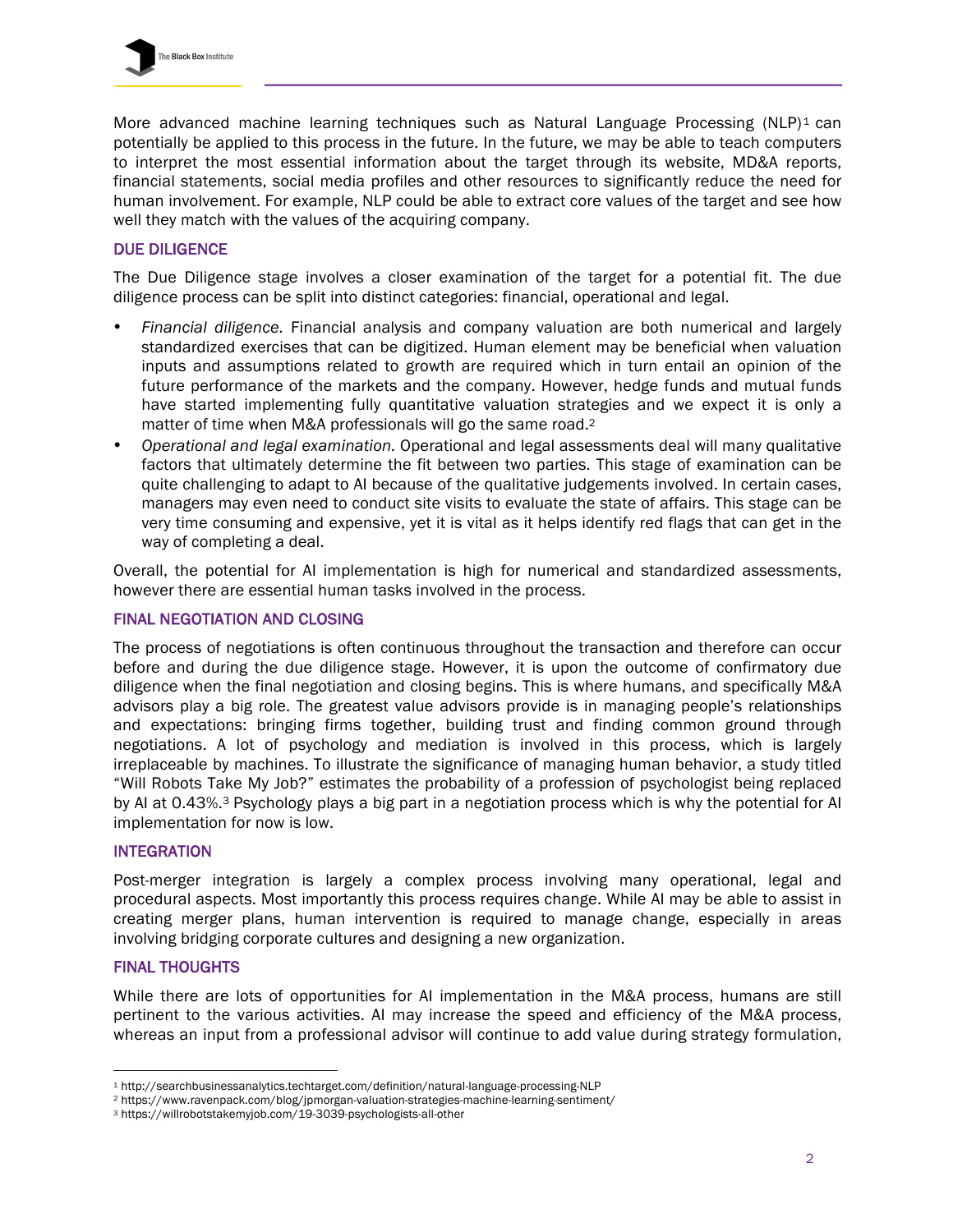More advanced machine learning techniques such as Natural Language Processing (NLP)[1] can potentially be applied to this process in the future. In the future, we may be able to teach computers to interpret the most essential information about the target through its website, MD&A reports, financial statements, social media profiles and other resources to significantly reduce the need for human involvement. For example, NLP could be able to extract core values of the target and see how well they match with the values of the acquiring company.

## DUE DILIGENCE

The Due Diligence stage involves a closer examination of the target for a potential fit. The due diligence process can be split into distinct categories: financial, operational and legal.

- *Financial diligence.* Financial analysis and company valuation are both numerical and largely standardized exercises that can be digitized. Human element may be beneficial when valuation inputs and assumptions related to growth are required which in turn entail an opinion of the future performance of the markets and the company. However, hedge funds and mutual funds have started implementing fully quantitative valuation strategies and we expect it is only a matter of time when M&A professionals will go the same road.[2]
- *Operational and legal examination.* Operational and legal assessments deal will many qualitative factors that ultimately determine the fit between two parties. This stage of examination can be quite challenging to adapt to AI because of the qualitative judgements involved. In certain cases, managers may even need to conduct site visits to evaluate the state of affairs. This stage can be very time consuming and expensive, yet it is vital as it helps identify red flags that can get in the way of completing a deal.

Overall, the potential for AI implementation is high for numerical and standardized assessments, however there are essential human tasks involved in the process.

## FINAL NEGOTIATION AND CLOSING

The process of negotiations is often continuous throughout the transaction and therefore can occur before and during the due diligence stage. However, it is upon the outcome of confirmatory due diligence when the final negotiation and closing begins. This is where humans, and specifically M&A advisors play a big role. The greatest value advisors provide is in managing people's relationships and expectations: bringing firms together, building trust and finding common ground through negotiations. A lot of psychology and mediation is involved in this process, which is largely irreplaceable by machines. To illustrate the significance of managing human behavior, a study titled "Will Robots Take My Job?" estimates the probability of a profession of psychologist being replaced by AI at 0.43%.[3] Psychology plays a big part in a negotiation process which is why the potential for AI implementation for now is low.

## INTEGRATION

Post-merger integration is largely a complex process involving many operational, legal and procedural aspects. Most importantly this process requires change. While AI may be able to assist in creating merger plans, human intervention is required to manage change, especially in areas involving bridging corporate cultures and designing a new organization.

## FINAL THOUGHTS

While there are lots of opportunities for AI implementation in the M&A process, humans are still pertinent to the various activities. AI may increase the speed and efficiency of the M&A process, whereas an input from a professional advisor will continue to add value during strategy formulation,

---

[1] http://searchbusinessanalytics.techtarget.com/definition/natural-language-processing-NLP

[2] https://www.ravenpack.com/blog/jpmorgan-valuation-strategies-machine-learning-sentiment/

[3] https://willrobotstakemyjob.com/19-3039-psychologists-all-other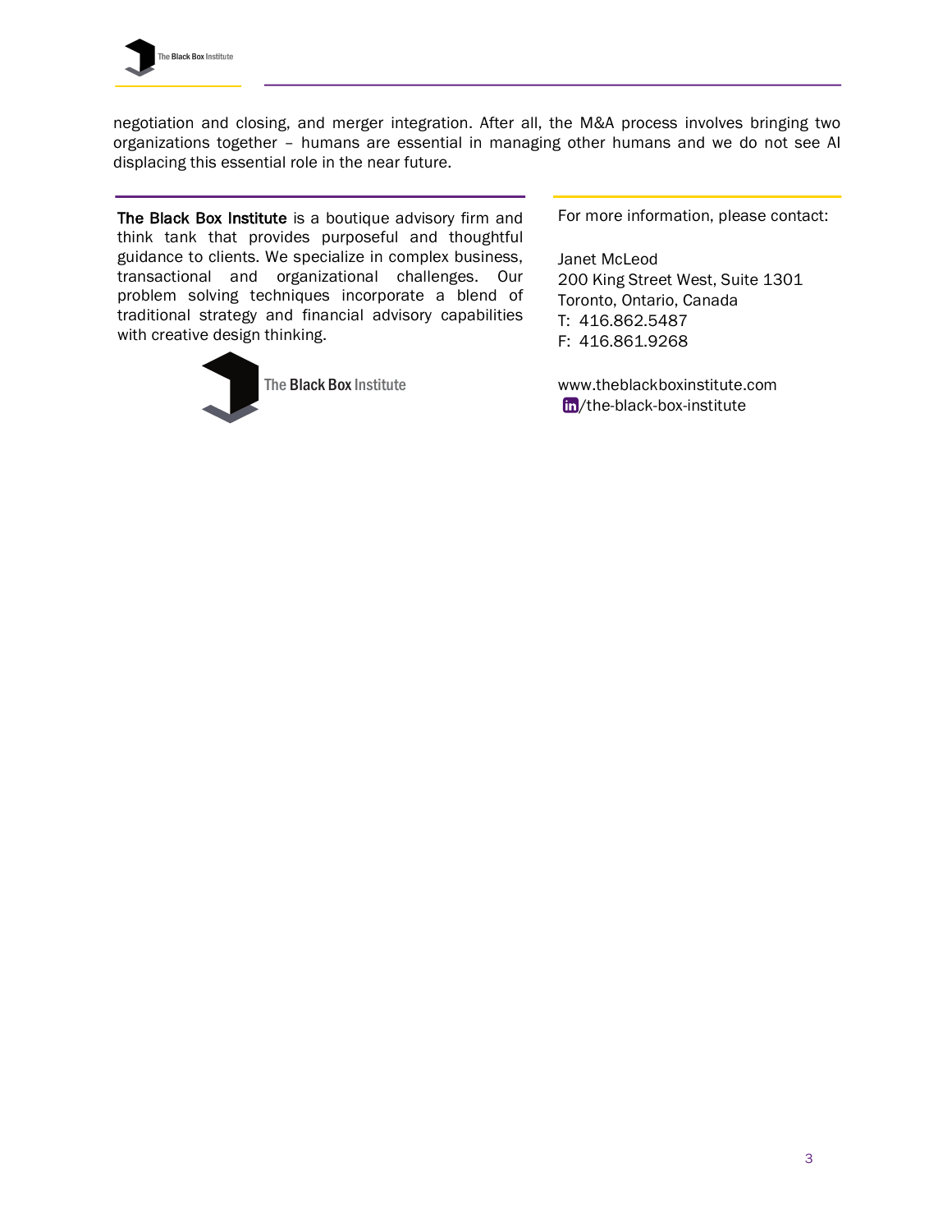negotiation and closing, and merger integration. After all, the M&A process involves bringing two organizations together – humans are essential in managing other humans and we do not see AI displacing this essential role in the near future.

**The Black Box Institute** is a boutique advisory firm and think tank that provides purposeful and thoughtful guidance to clients. We specialize in complex business, transactional and organizational challenges. Our problem solving techniques incorporate a blend of traditional strategy and financial advisory capabilities with creative design thinking.

The Black Box Institute

For more information, please contact:

Janet McLeod
200 King Street West, Suite 1301
Toronto, Ontario, Canada
T: 416.862.5487
F: 416.861.9268

www.theblackboxinstitute.com
/the-black-box-institute